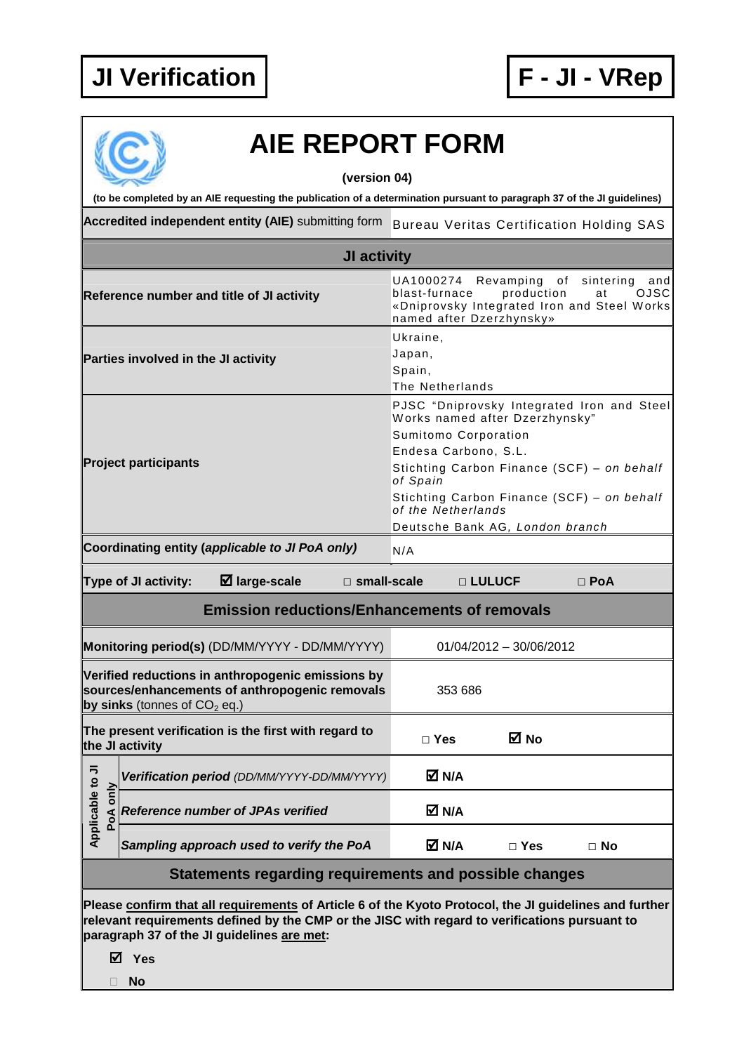**JI Verification** | **F - JI - VRep**

# AIE REPORT FORM

**(version 04)**

**(to be completed by an AIE requesting the publication of a determination pursuant to paragraph 37 of the JI guidelines)**

| **Accredited independent entity (AIE)** submitting form | Bureau Veritas Certification Holding SAS |
|---|---|
| **JI activity** | |
| **Reference number and title of JI activity** | UA1000274 Revamping of sintering and blast-furnace production at OJSC «Dniprovsky Integrated Iron and Steel Works named after Dzerzhynsky» |
| **Parties involved in the JI activity** | Ukraine,<br>Japan,<br>Spain,<br>The Netherlands |
| **Project participants** | PJSC "Dniprovsky Integrated Iron and Steel Works named after Dzerzhynsky"<br>Sumitomo Corporation<br>Endesa Carbono, S.L.<br>Stichting Carbon Finance (SCF) – *on behalf of Spain*<br>Stichting Carbon Finance (SCF) – *on behalf of the Netherlands*<br>Deutsche Bank AG, *London branch* |
| **Coordinating entity (*applicable to JI PoA only*)** | N/A |
| **Type of JI activity:** ☑ **large-scale** □ **small-scale** □ **LULUCF** □ **PoA** | |
| **Emission reductions/Enhancements of removals** | |
| **Monitoring period(s)** (DD/MM/YYYY - DD/MM/YYYY) | 01/04/2012 – 30/06/2012 |
| **Verified reductions in anthropogenic emissions by sources/enhancements of anthropogenic removals by sinks** (tonnes of $CO_2$ eq.) | 353 686 |
| **The present verification is the first with regard to the JI activity** | □ **Yes** ☑ **No** |
| *Applicable to JI PoA only:* ***Verification period** (DD/MM/YYYY-DD/MM/YYYY)* | ☑ **N/A** |
| *Applicable to JI PoA only:* ***Reference number of JPAs verified*** | ☑ **N/A** |
| *Applicable to JI PoA only:* ***Sampling approach used to verify the PoA*** | ☑ **N/A** □ **Yes** □ **No** |

## Statements regarding requirements and possible changes

**Please confirm that all requirements of Article 6 of the Kyoto Protocol, the JI guidelines and further relevant requirements defined by the CMP or the JISC with regard to verifications pursuant to paragraph 37 of the JI guidelines are met:**

☑ **Yes**

□ **No**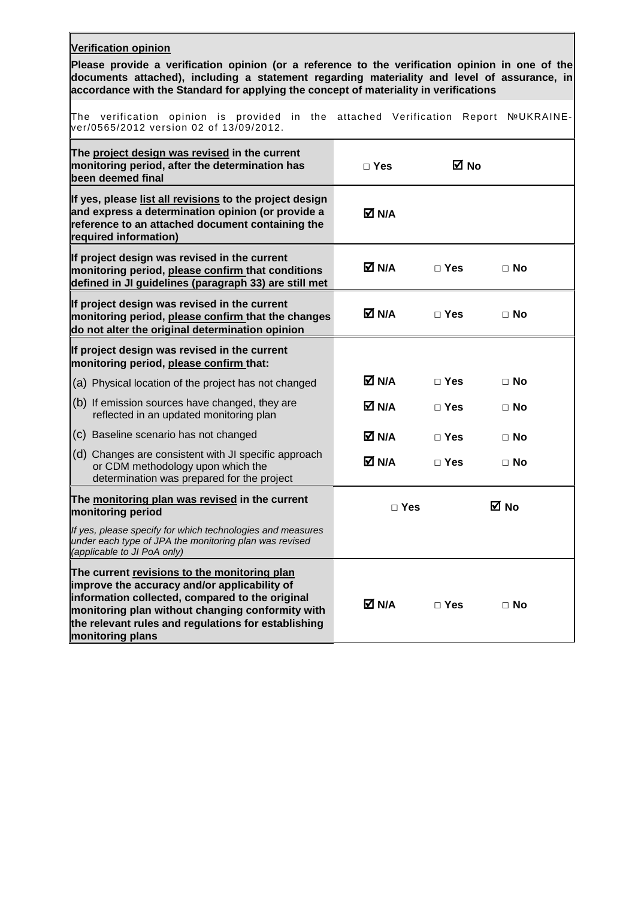**Verification opinion**

**Please provide a verification opinion (or a reference to the verification opinion in one of the documents attached), including a statement regarding materiality and level of assurance, in accordance with the Standard for applying the concept of materiality in verifications**

The verification opinion is provided in the attached Verification Report №UKRAINE-ver/0565/2012 version 02 of 13/09/2012.

| | | | |
|---|---|---|---|
| **The project design was revised in the current monitoring period, after the determination has been deemed final** | □ **Yes** | ☑ **No** | |
| **If yes, please list all revisions to the project design and express a determination opinion (or provide a reference to an attached document containing the required information)** | ☑ **N/A** | | |
| **If project design was revised in the current monitoring period, please confirm that conditions defined in JI guidelines (paragraph 33) are still met** | ☑ **N/A** | □ **Yes** | □ **No** |
| **If project design was revised in the current monitoring period, please confirm that the changes do not alter the original determination opinion** | ☑ **N/A** | □ **Yes** | □ **No** |
| **If project design was revised in the current monitoring period, please confirm that:** | | | |
| (a) Physical location of the project has not changed | ☑ **N/A** | □ **Yes** | □ **No** |
| (b) If emission sources have changed, they are reflected in an updated monitoring plan | ☑ **N/A** | □ **Yes** | □ **No** |
| (c) Baseline scenario has not changed | ☑ **N/A** | □ **Yes** | □ **No** |
| (d) Changes are consistent with JI specific approach or CDM methodology upon which the determination was prepared for the project | ☑ **N/A** | □ **Yes** | □ **No** |
| **The monitoring plan was revised in the current monitoring period** | □ **Yes** | ☑ **No** | |
| *If yes, please specify for which technologies and measures under each type of JPA the monitoring plan was revised (applicable to JI PoA only)* | | | |
| **The current revisions to the monitoring plan improve the accuracy and/or applicability of information collected, compared to the original monitoring plan without changing conformity with the relevant rules and regulations for establishing monitoring plans** | ☑ **N/A** | □ **Yes** | □ **No** |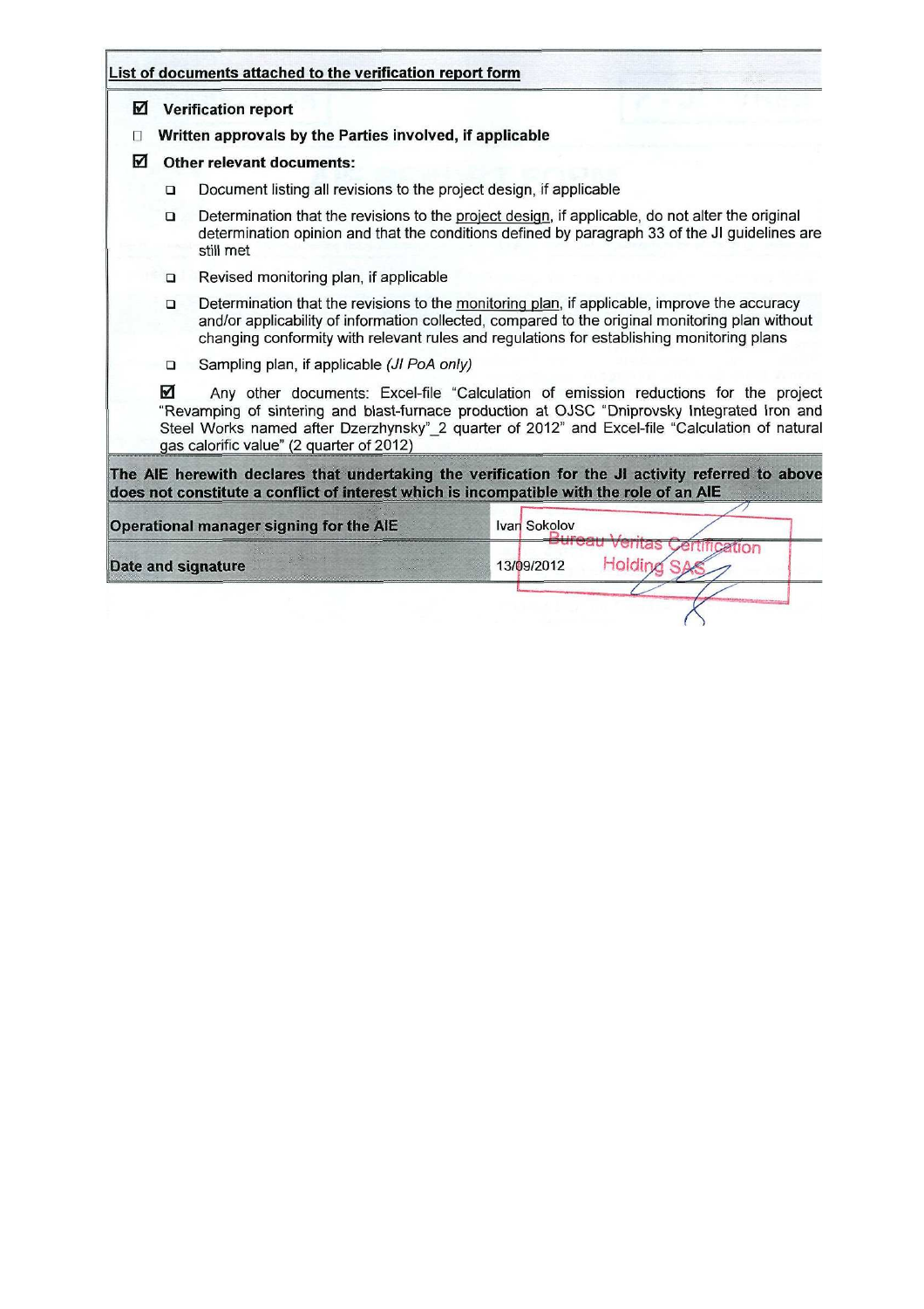**List of documents attached to the verification report form**

- ☑ **Verification report**
- ☐ **Written approvals by the Parties involved, if applicable**
- ☑ **Other relevant documents:**
  - ☐ Document listing all revisions to the project design, if applicable
  - ☐ Determination that the revisions to the project design, if applicable, do not alter the original determination opinion and that the conditions defined by paragraph 33 of the JI guidelines are still met
  - ☐ Revised monitoring plan, if applicable
  - ☐ Determination that the revisions to the monitoring plan, if applicable, improve the accuracy and/or applicability of information collected, compared to the original monitoring plan without changing conformity with relevant rules and regulations for establishing monitoring plans
  - ☐ Sampling plan, if applicable *(JI PoA only)*
  - ☑ Any other documents: Excel-file "Calculation of emission reductions for the project "Revamping of sintering and blast-furnace production at OJSC "Dniprovsky Integrated Iron and Steel Works named after Dzerzhynsky"_2 quarter of 2012" and Excel-file "Calculation of natural gas calorific value" (2 quarter of 2012)

**The AIE herewith declares that undertaking the verification for the JI activity referred to above does not constitute a conflict of interest which is incompatible with the role of an AIE**

| | |
|---|---|
| **Operational manager signing for the AIE** | Ivan Sokolov |
| **Date and signature** | 13/09/2012 |

Bureau Veritas Certification Holding SAS